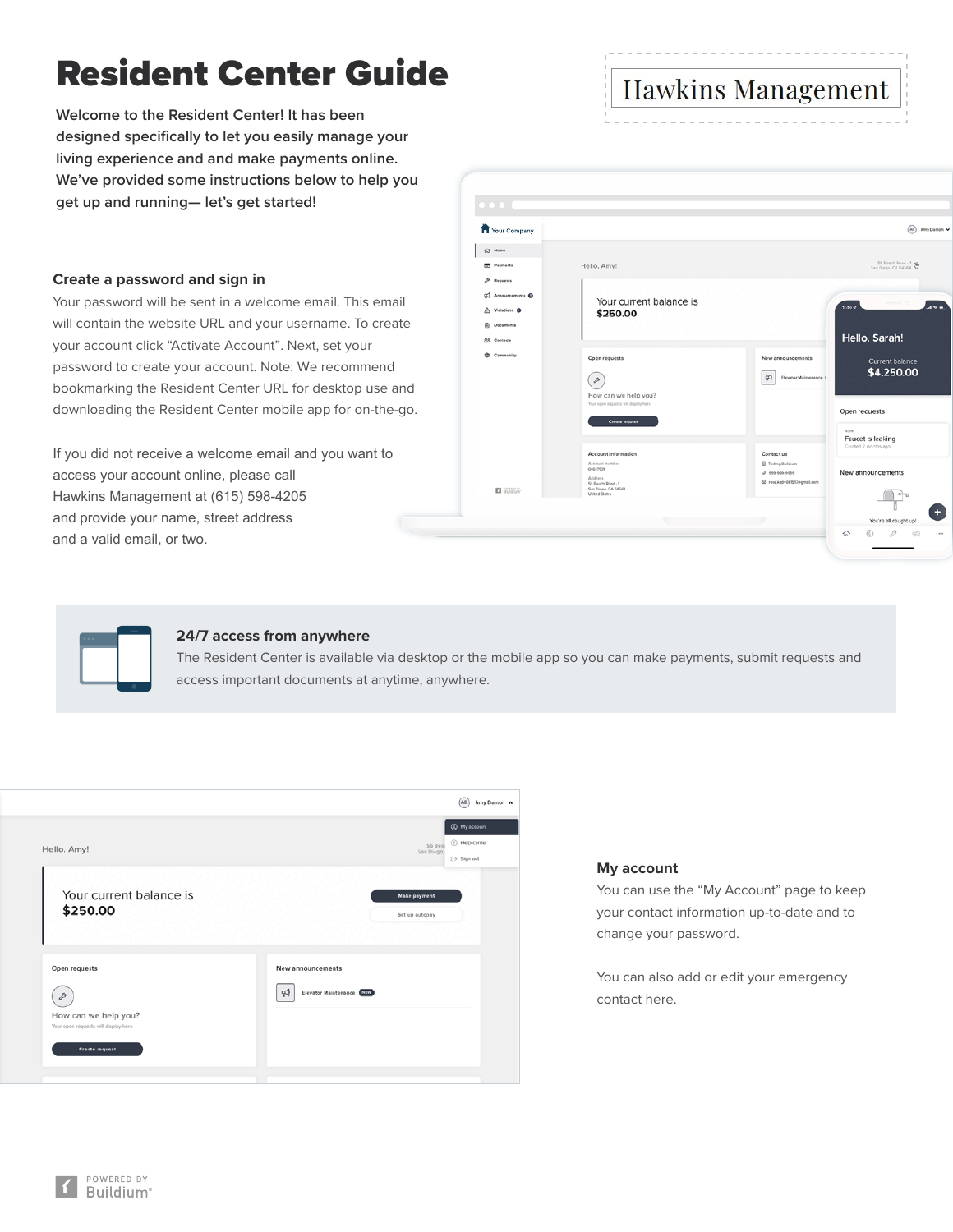# Resident Center Guide

Hawkins Management

**Welcome to the Resident Center! It has been designed specifically to let you easily manage your living experience and and make payments online. We've provided some instructions below to help you get up and running— let's get started!**

### Create a password and sign in

Your password will be sent in a welcome email. This email will contain the website URL and your username. To create your account click "Activate Account". Next, set your password to create your account. Note: We recommend bookmarking the Resident Center URL for desktop use and downloading the Resident Center mobile app for on-the-go.

If you did not receive a welcome email and you want to access your account online, please call Hawkins Management at (615) 598-4205 and provide your name, street address and a valid email, or two.

### 24/7 access from anywhere

The Resident Center is available via desktop or the mobile app so you can make payments, submit requests and access important documents at anytime, anywhere.

### My account

You can use the "My Account" page to keep your contact information up-to-date and to change your password.

You can also add or edit your emergency contact here.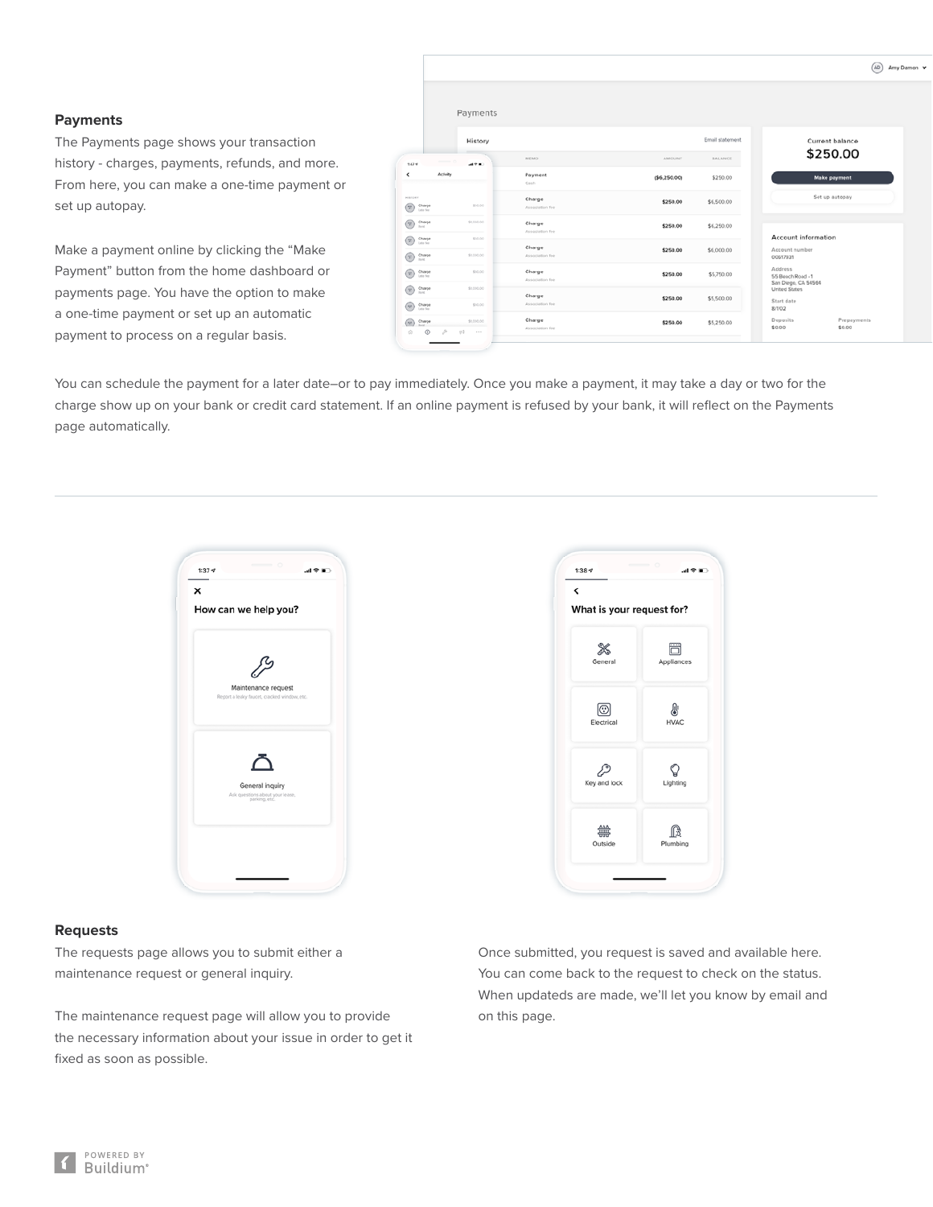## Payments

The Payments page shows your transaction history - charges, payments, refunds, and more. From here, you can make a one-time payment or set up autopay.

Make a payment online by clicking the "Make Payment" button from the home dashboard or payments page. You have the option to make a one-time payment or set up an automatic payment to process on a regular basis.

You can schedule the payment for a later date–or to pay immediately. Once you make a payment, it may take a day or two for the charge show up on your bank or credit card statement. If an online payment is refused by your bank, it will reflect on the Payments page automatically.

---

## Requests

The requests page allows you to submit either a maintenance request or general inquiry.

The maintenance request page will allow you to provide the necessary information about your issue in order to get it fixed as soon as possible.

Once submitted, you request is saved and available here. You can come back to the request to check on the status. When updateds are made, we'll let you know by email and on this page.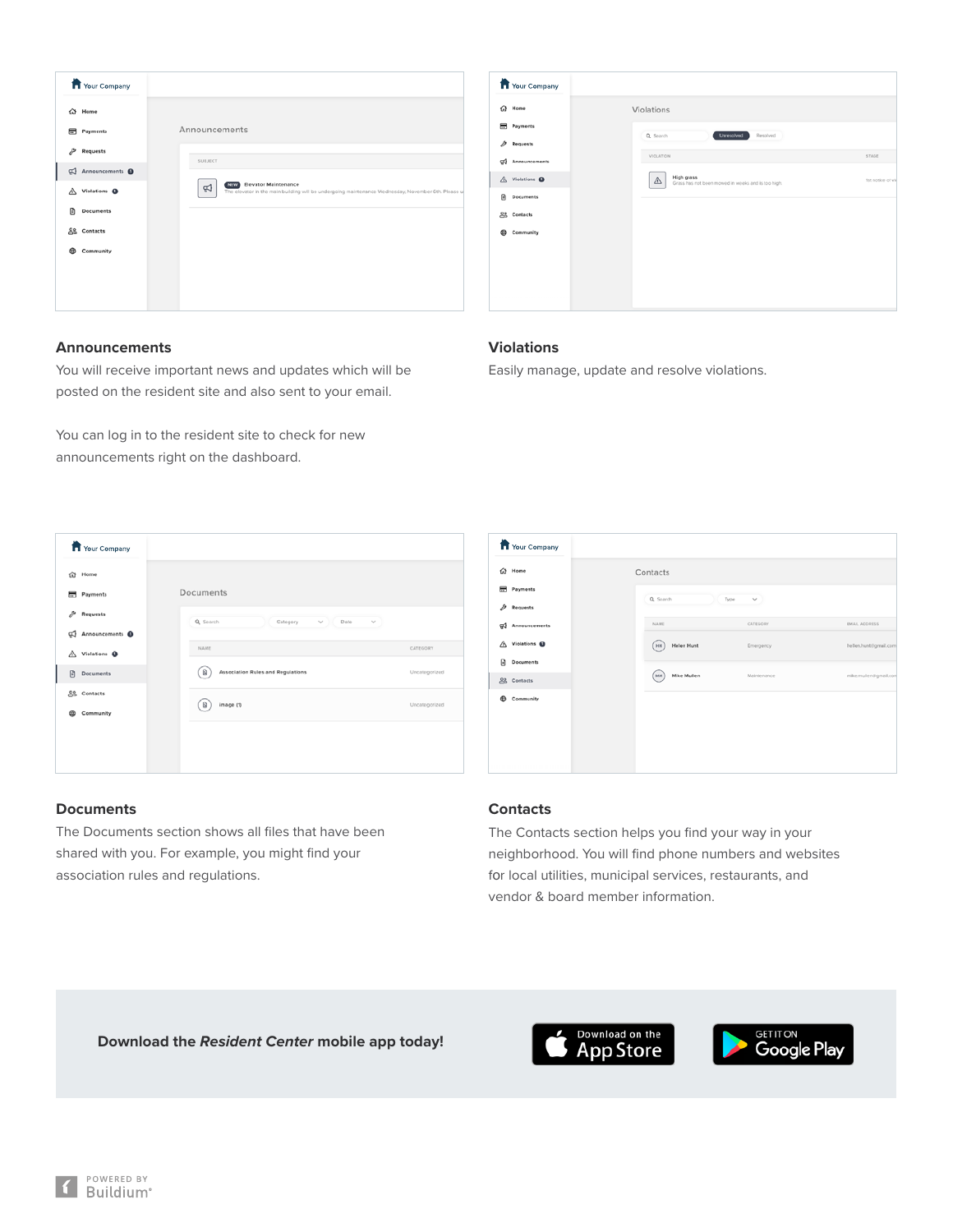## Announcements

You will receive important news and updates which will be posted on the resident site and also sent to your email.

You can log in to the resident site to check for new announcements right on the dashboard.

## Violations

Easily manage, update and resolve violations.

## Documents

The Documents section shows all files that have been shared with you. For example, you might find your association rules and regulations.

## Contacts

The Contacts section helps you find your way in your neighborhood. You will find phone numbers and websites for local utilities, municipal services, restaurants, and vendor & board member information.

**Download the *Resident Center* mobile app today!**

Download on the App Store

GET IT ON Google Play

POWERED BY Buildium